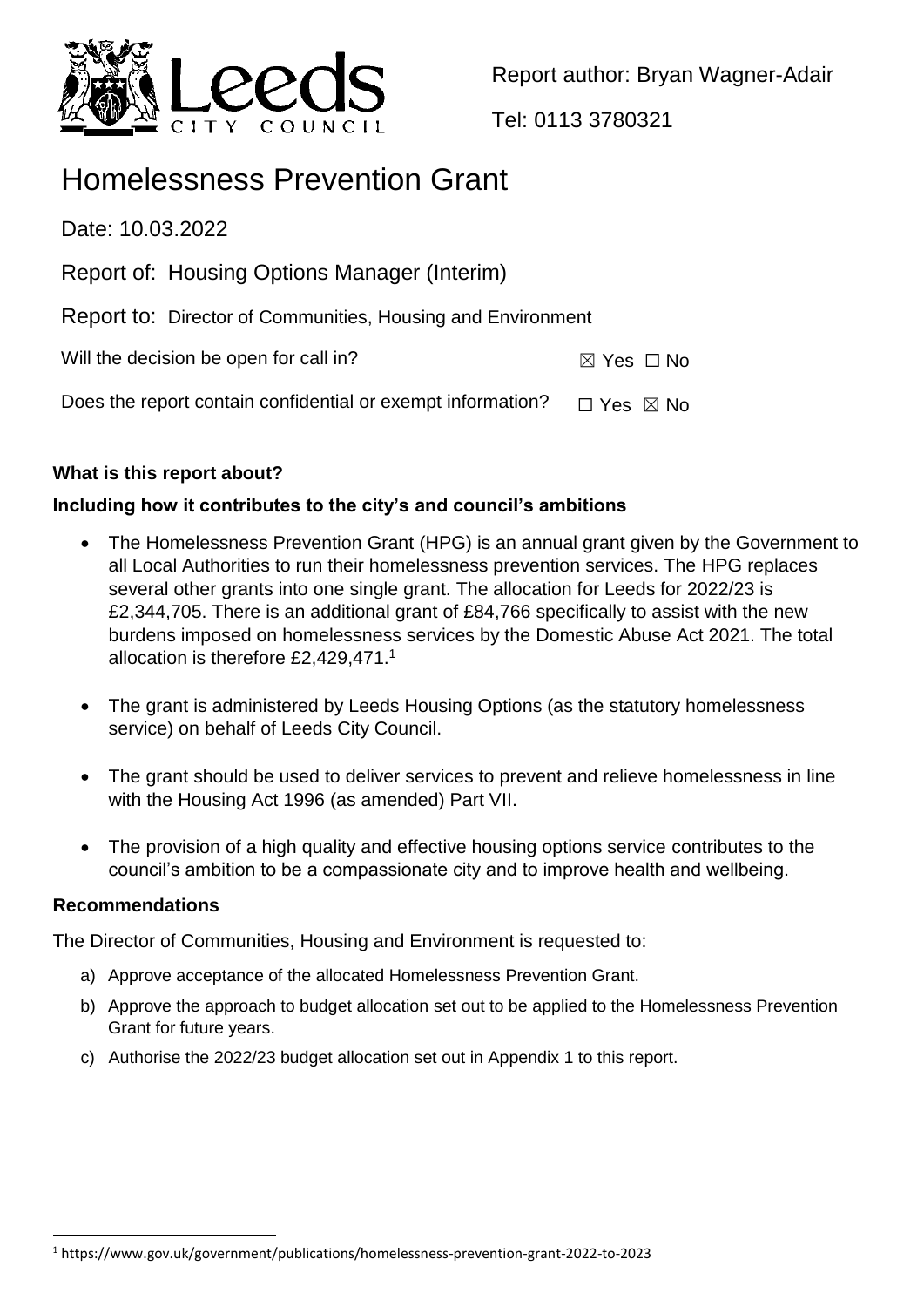Report author: Bryan Wagner-Adair

Tel: 0113 3780321

# Homelessness Prevention Grant

Date: 10.03.2022

Report of: Housing Options Manager (Interim)

Report to: Director of Communities, Housing and Environment

Will the decision be open for call in? ☒ Yes ☐ No

Does the report contain confidential or exempt information? ☐ Yes ☒ No

**What is this report about?**

**Including how it contributes to the city's and council's ambitions**

- The Homelessness Prevention Grant (HPG) is an annual grant given by the Government to all Local Authorities to run their homelessness prevention services. The HPG replaces several other grants into one single grant. The allocation for Leeds for 2022/23 is £2,344,705. There is an additional grant of £84,766 specifically to assist with the new burdens imposed on homelessness services by the Domestic Abuse Act 2021. The total allocation is therefore £2,429,471.[1]

- The grant is administered by Leeds Housing Options (as the statutory homelessness service) on behalf of Leeds City Council.

- The grant should be used to deliver services to prevent and relieve homelessness in line with the Housing Act 1996 (as amended) Part VII.

- The provision of a high quality and effective housing options service contributes to the council's ambition to be a compassionate city and to improve health and wellbeing.

**Recommendations**

The Director of Communities, Housing and Environment is requested to:

a) Approve acceptance of the allocated Homelessness Prevention Grant.

b) Approve the approach to budget allocation set out to be applied to the Homelessness Prevention Grant for future years.

c) Authorise the 2022/23 budget allocation set out in Appendix 1 to this report.

[1] https://www.gov.uk/government/publications/homelessness-prevention-grant-2022-to-2023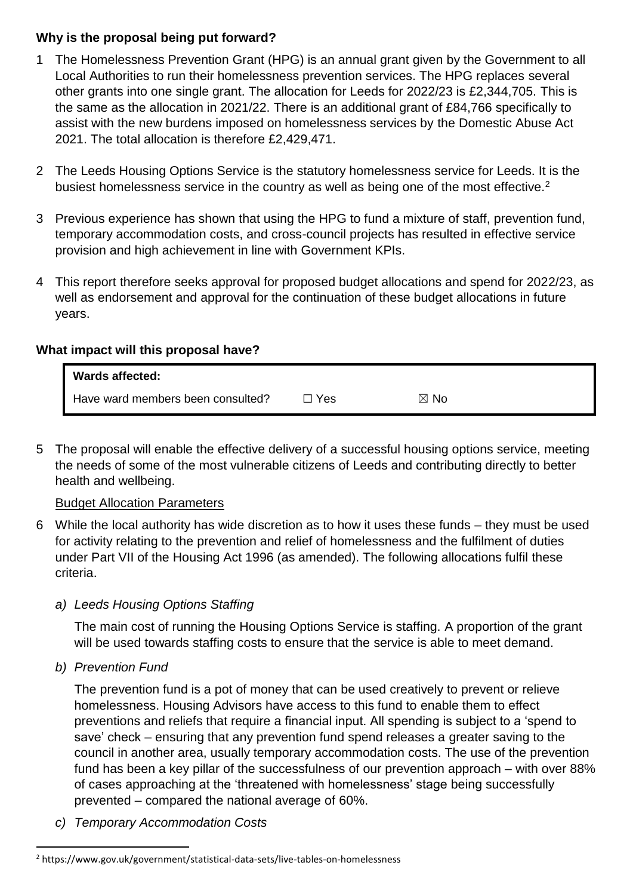**Why is the proposal being put forward?**

1 The Homelessness Prevention Grant (HPG) is an annual grant given by the Government to all Local Authorities to run their homelessness prevention services. The HPG replaces several other grants into one single grant. The allocation for Leeds for 2022/23 is £2,344,705. This is the same as the allocation in 2021/22. There is an additional grant of £84,766 specifically to assist with the new burdens imposed on homelessness services by the Domestic Abuse Act 2021. The total allocation is therefore £2,429,471.

2 The Leeds Housing Options Service is the statutory homelessness service for Leeds. It is the busiest homelessness service in the country as well as being one of the most effective.[2]

3 Previous experience has shown that using the HPG to fund a mixture of staff, prevention fund, temporary accommodation costs, and cross-council projects has resulted in effective service provision and high achievement in line with Government KPIs.

4 This report therefore seeks approval for proposed budget allocations and spend for 2022/23, as well as endorsement and approval for the continuation of these budget allocations in future years.

**What impact will this proposal have?**

| **Wards affected:** | | |
|---|---|---|
| Have ward members been consulted? | ☐ Yes | ☒ No |

5 The proposal will enable the effective delivery of a successful housing options service, meeting the needs of some of the most vulnerable citizens of Leeds and contributing directly to better health and wellbeing.

Budget Allocation Parameters

6 While the local authority has wide discretion as to how it uses these funds – they must be used for activity relating to the prevention and relief of homelessness and the fulfilment of duties under Part VII of the Housing Act 1996 (as amended). The following allocations fulfil these criteria.

*a) Leeds Housing Options Staffing*

The main cost of running the Housing Options Service is staffing. A proportion of the grant will be used towards staffing costs to ensure that the service is able to meet demand.

*b) Prevention Fund*

The prevention fund is a pot of money that can be used creatively to prevent or relieve homelessness. Housing Advisors have access to this fund to enable them to effect preventions and reliefs that require a financial input. All spending is subject to a 'spend to save' check – ensuring that any prevention fund spend releases a greater saving to the council in another area, usually temporary accommodation costs. The use of the prevention fund has been a key pillar of the successfulness of our prevention approach – with over 88% of cases approaching at the 'threatened with homelessness' stage being successfully prevented – compared the national average of 60%.

*c) Temporary Accommodation Costs*

[2] https://www.gov.uk/government/statistical-data-sets/live-tables-on-homelessness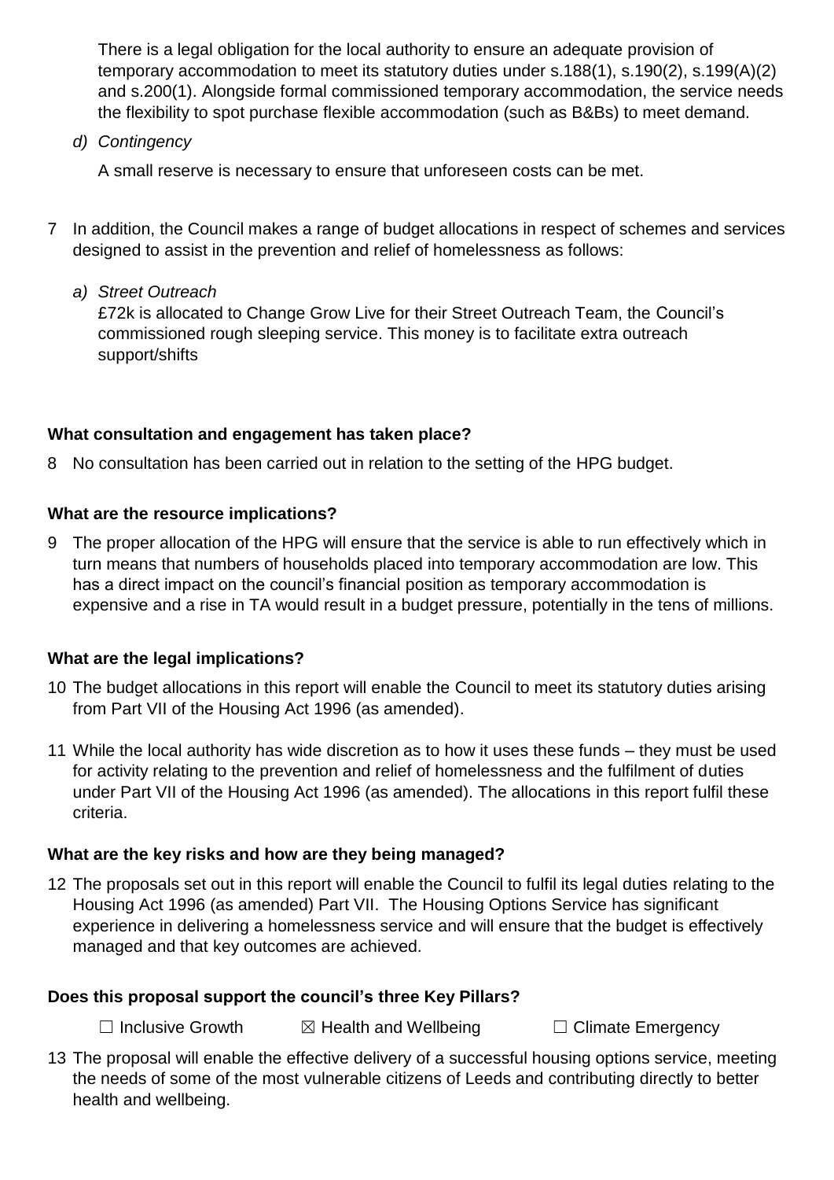There is a legal obligation for the local authority to ensure an adequate provision of temporary accommodation to meet its statutory duties under s.188(1), s.190(2), s.199(A)(2) and s.200(1). Alongside formal commissioned temporary accommodation, the service needs the flexibility to spot purchase flexible accommodation (such as B&Bs) to meet demand.

d) *Contingency*

A small reserve is necessary to ensure that unforeseen costs can be met.

7 In addition, the Council makes a range of budget allocations in respect of schemes and services designed to assist in the prevention and relief of homelessness as follows:

a) *Street Outreach*
£72k is allocated to Change Grow Live for their Street Outreach Team, the Council's commissioned rough sleeping service. This money is to facilitate extra outreach support/shifts

**What consultation and engagement has taken place?**

8 No consultation has been carried out in relation to the setting of the HPG budget.

**What are the resource implications?**

9 The proper allocation of the HPG will ensure that the service is able to run effectively which in turn means that numbers of households placed into temporary accommodation are low. This has a direct impact on the council's financial position as temporary accommodation is expensive and a rise in TA would result in a budget pressure, potentially in the tens of millions.

**What are the legal implications?**

10 The budget allocations in this report will enable the Council to meet its statutory duties arising from Part VII of the Housing Act 1996 (as amended).

11 While the local authority has wide discretion as to how it uses these funds – they must be used for activity relating to the prevention and relief of homelessness and the fulfilment of duties under Part VII of the Housing Act 1996 (as amended). The allocations in this report fulfil these criteria.

**What are the key risks and how are they being managed?**

12 The proposals set out in this report will enable the Council to fulfil its legal duties relating to the Housing Act 1996 (as amended) Part VII. The Housing Options Service has significant experience in delivering a homelessness service and will ensure that the budget is effectively managed and that key outcomes are achieved.

**Does this proposal support the council's three Key Pillars?**

☐ Inclusive Growth ☒ Health and Wellbeing ☐ Climate Emergency

13 The proposal will enable the effective delivery of a successful housing options service, meeting the needs of some of the most vulnerable citizens of Leeds and contributing directly to better health and wellbeing.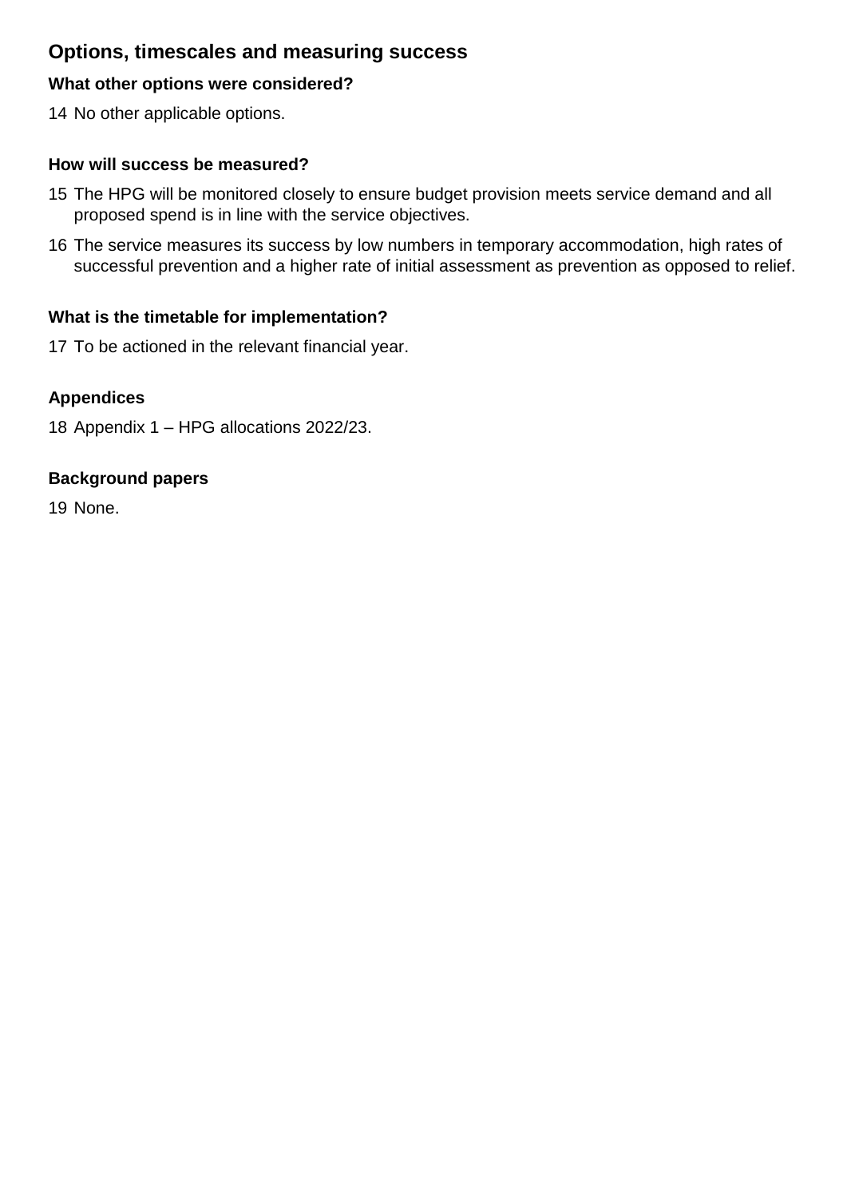## Options, timescales and measuring success

### What other options were considered?

14 No other applicable options.

### How will success be measured?

15 The HPG will be monitored closely to ensure budget provision meets service demand and all proposed spend is in line with the service objectives.

16 The service measures its success by low numbers in temporary accommodation, high rates of successful prevention and a higher rate of initial assessment as prevention as opposed to relief.

### What is the timetable for implementation?

17 To be actioned in the relevant financial year.

### Appendices

18 Appendix 1 – HPG allocations 2022/23.

### Background papers

19 None.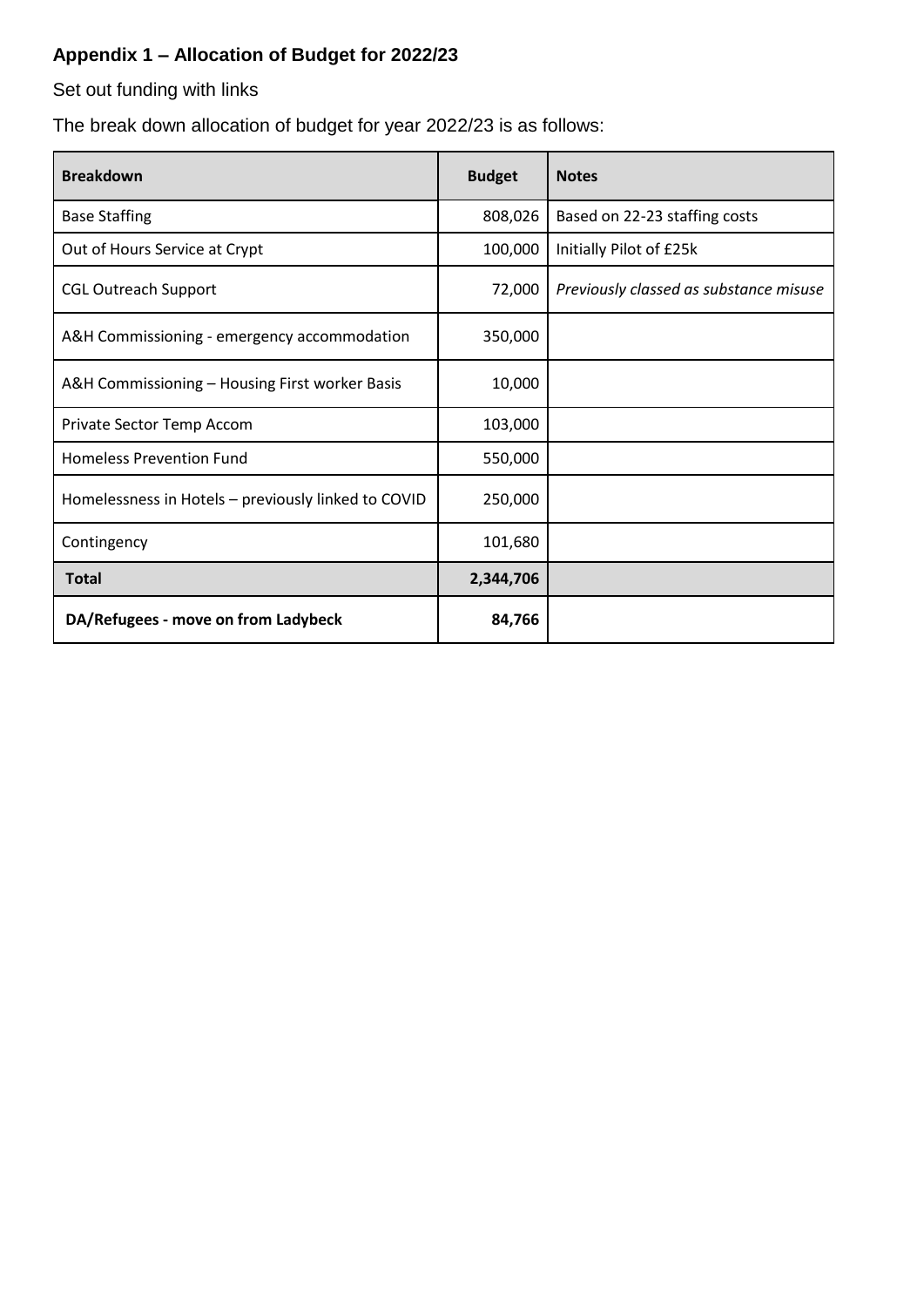## Appendix 1 – Allocation of Budget for 2022/23

Set out funding with links

The break down allocation of budget for year 2022/23 is as follows:

| Breakdown | Budget | Notes |
|---|---|---|
| Base Staffing | 808,026 | Based on 22-23 staffing costs |
| Out of Hours Service at Crypt | 100,000 | Initially Pilot of £25k |
| CGL Outreach Support | 72,000 | *Previously classed as substance misuse* |
| A&H Commissioning - emergency accommodation | 350,000 | |
| A&H Commissioning – Housing First worker Basis | 10,000 | |
| Private Sector Temp Accom | 103,000 | |
| Homeless Prevention Fund | 550,000 | |
| Homelessness in Hotels – previously linked to COVID | 250,000 | |
| Contingency | 101,680 | |
| **Total** | **2,344,706** | |
| **DA/Refugees - move on from Ladybeck** | **84,766** | |